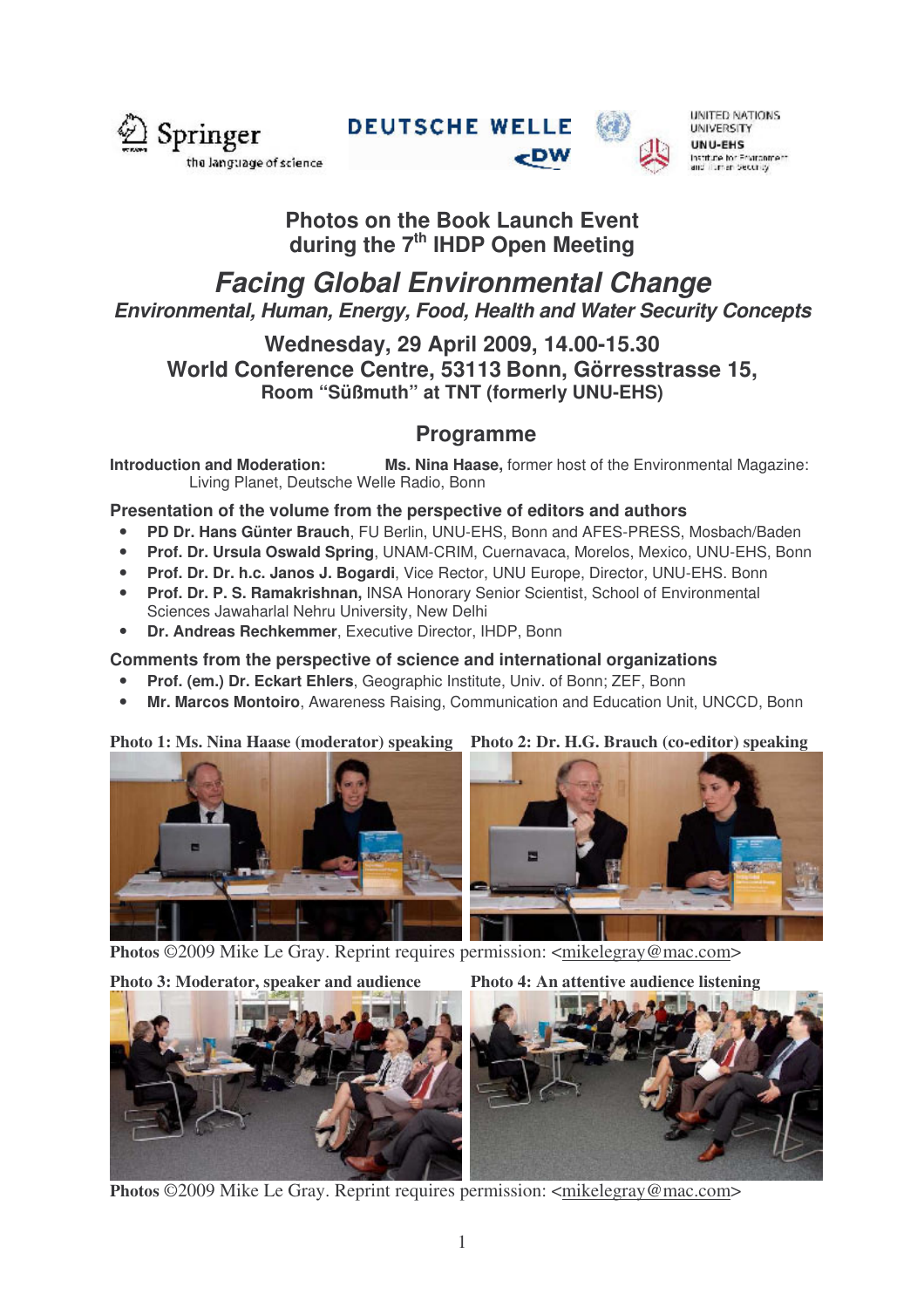## Photos on the Book Launch Event during the 7th IHDP Open Meeting

# *Facing Global Environmental Change*

### *Environmental, Human, Energy, Food, Health and Water Security Concepts*

### Wednesday, 29 April 2009, 14.00-15.30
### World Conference Centre, 53113 Bonn, Görresstrasse 15,
**Room "Süßmuth" at TNT (formerly UNU-EHS)**

## Programme

**Introduction and Moderation:** **Ms. Nina Haase,** former host of the Environmental Magazine: Living Planet, Deutsche Welle Radio, Bonn

**Presentation of the volume from the perspective of editors and authors**

- **PD Dr. Hans Günter Brauch**, FU Berlin, UNU-EHS, Bonn and AFES-PRESS, Mosbach/Baden
- **Prof. Dr. Ursula Oswald Spring**, UNAM-CRIM, Cuernavaca, Morelos, Mexico, UNU-EHS, Bonn
- **Prof. Dr. Dr. h.c. Janos J. Bogardi**, Vice Rector, UNU Europe, Director, UNU-EHS. Bonn
- **Prof. Dr. P. S. Ramakrishnan,** INSA Honorary Senior Scientist, School of Environmental Sciences Jawaharlal Nehru University, New Delhi
- **Dr. Andreas Rechkemmer**, Executive Director, IHDP, Bonn

**Comments from the perspective of science and international organizations**

- **Prof. (em.) Dr. Eckart Ehlers**, Geographic Institute, Univ. of Bonn; ZEF, Bonn
- **Mr. Marcos Montoiro**, Awareness Raising, Communication and Education Unit, UNCCD, Bonn

**Photo 1: Ms. Nina Haase (moderator) speaking**

**Photo 2: Dr. H.G. Brauch (co-editor) speaking**

**Photos** ©2009 Mike Le Gray. Reprint requires permission: <mikelegray@mac.com>

**Photo 3: Moderator, speaker and audience**

**Photo 4: An attentive audience listening**

**Photos** ©2009 Mike Le Gray. Reprint requires permission: <mikelegray@mac.com>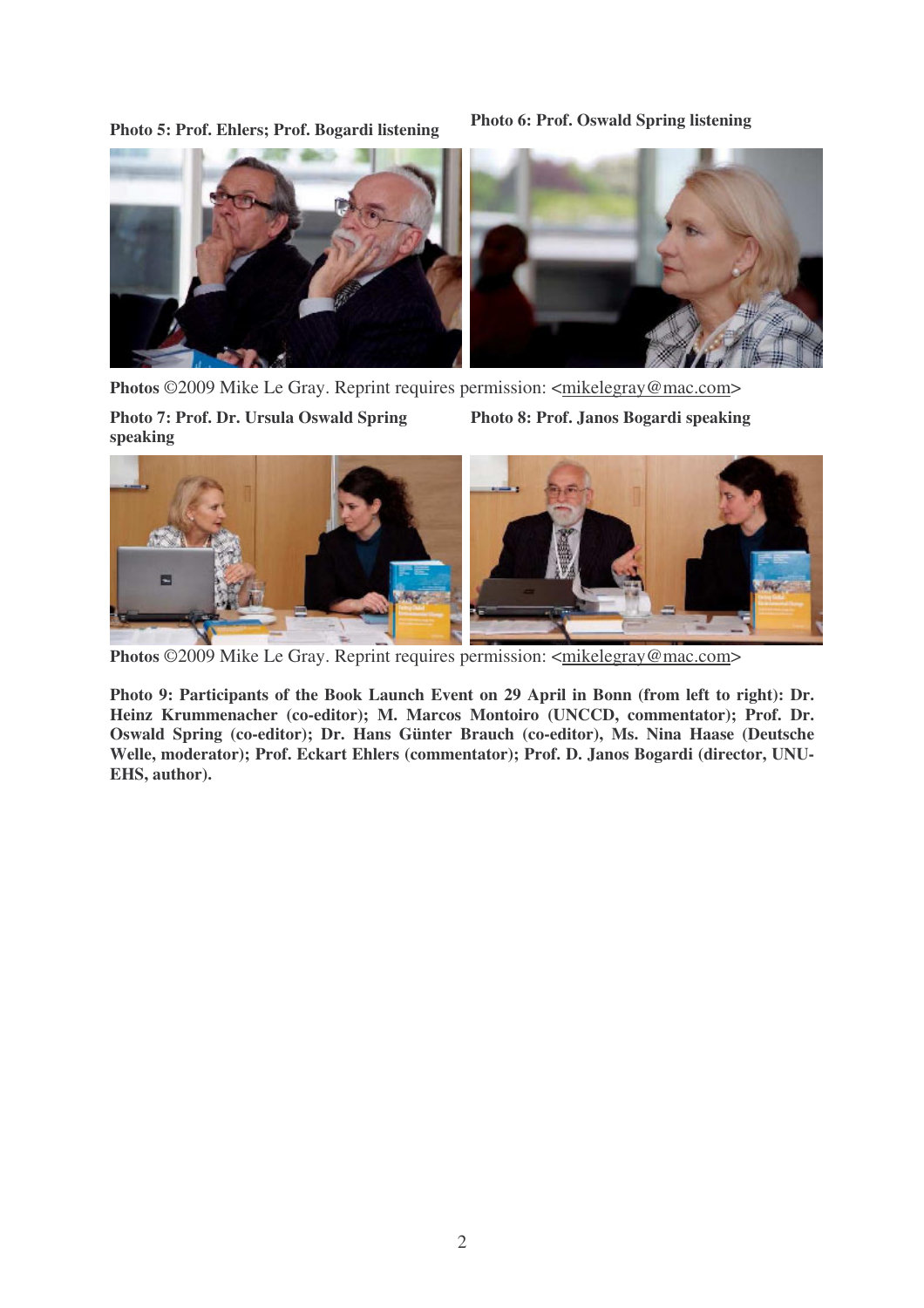**Photo 5: Prof. Ehlers; Prof. Bogardi listening**

**Photo 6: Prof. Oswald Spring listening**

**Photos** ©2009 Mike Le Gray. Reprint requires permission: <mikelegray@mac.com>

**Photo 7: Prof. Dr. Ursula Oswald Spring speaking**

**Photo 8: Prof. Janos Bogardi speaking**

**Photos** ©2009 Mike Le Gray. Reprint requires permission: <mikelegray@mac.com>

**Photo 9: Participants of the Book Launch Event on 29 April in Bonn (from left to right): Dr. Heinz Krummenacher (co-editor); M. Marcos Montoiro (UNCCD, commentator); Prof. Dr. Oswald Spring (co-editor); Dr. Hans Günter Brauch (co-editor), Ms. Nina Haase (Deutsche Welle, moderator); Prof. Eckart Ehlers (commentator); Prof. D. Janos Bogardi (director, UNU-EHS, author).**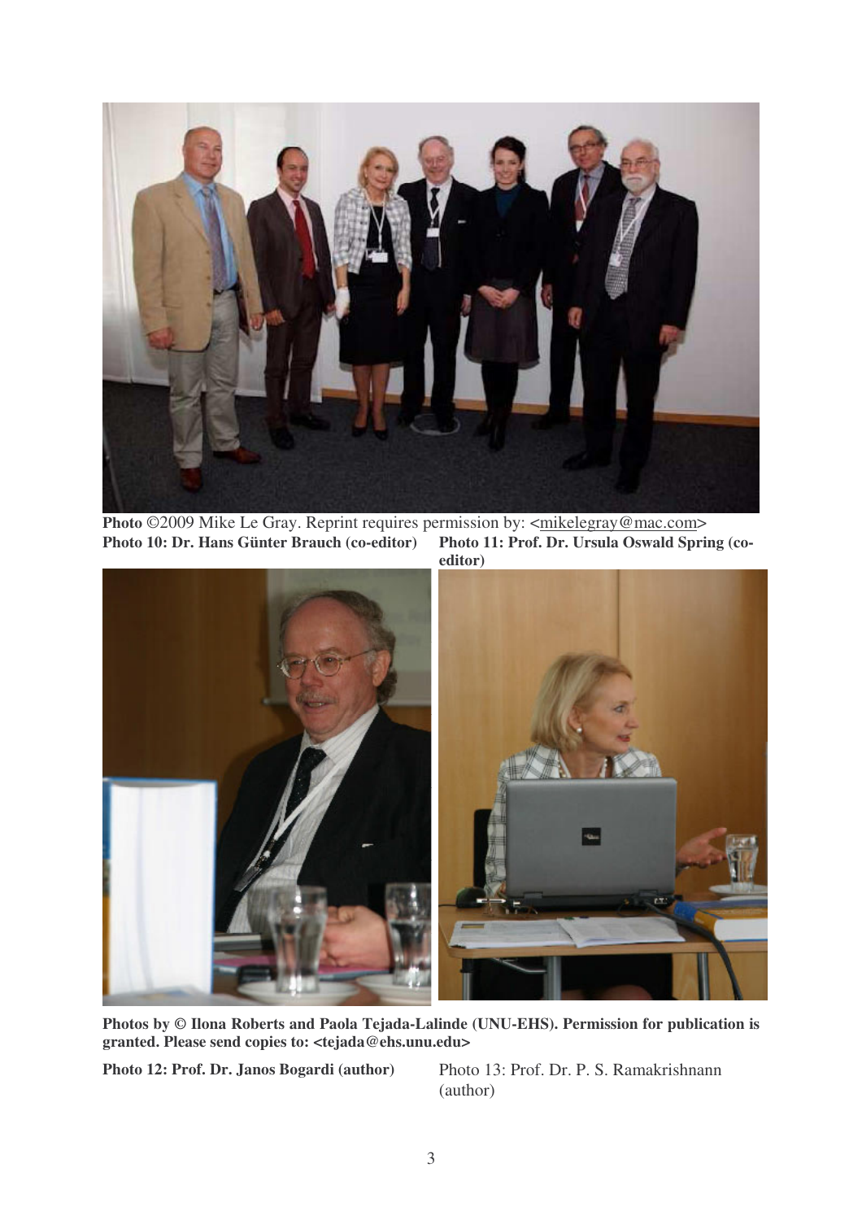**Photo** ©2009 Mike Le Gray. Reprint requires permission by: <mikelegray@mac.com>

**Photo 10: Dr. Hans Günter Brauch (co-editor)**

**Photo 11: Prof. Dr. Ursula Oswald Spring (co-editor)**

**Photos by © Ilona Roberts and Paola Tejada-Lalinde (UNU-EHS). Permission for publication is granted. Please send copies to: <tejada@ehs.unu.edu>**

**Photo 12: Prof. Dr. Janos Bogardi (author)**

Photo 13: Prof. Dr. P. S. Ramakrishnann (author)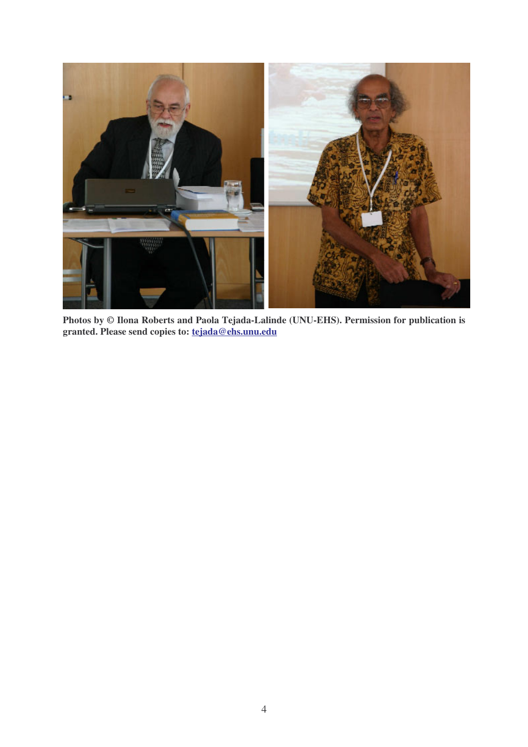**Photos by © Ilona Roberts and Paola Tejada-Lalinde (UNU-EHS). Permission for publication is granted. Please send copies to: tejada@ehs.unu.edu**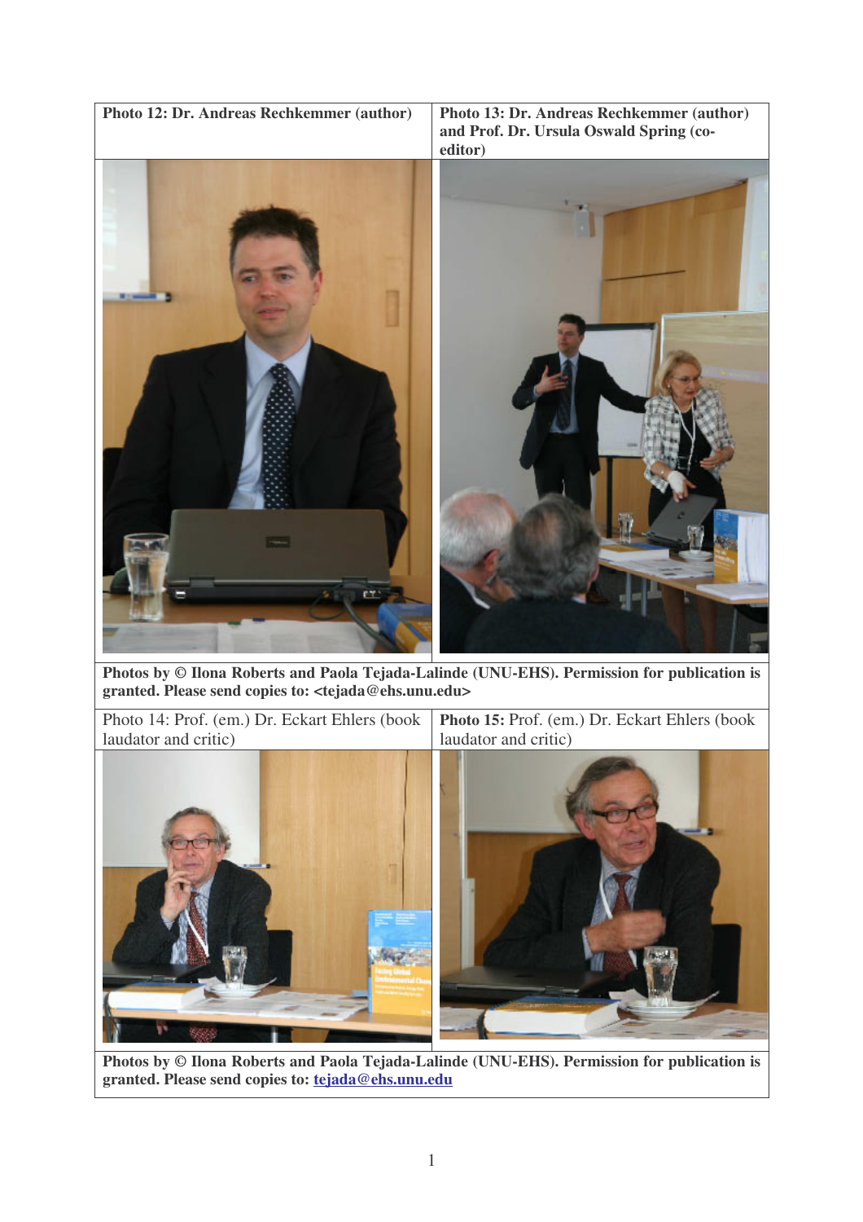| **Photo 12: Dr. Andreas Rechkemmer (author)** | **Photo 13: Dr. Andreas Rechkemmer (author) and Prof. Dr. Ursula Oswald Spring (co-editor)** |
|---|---|

**Photos by © Ilona Roberts and Paola Tejada-Lalinde (UNU-EHS). Permission for publication is granted. Please send copies to: <tejada@ehs.unu.edu>**

| Photo 14: Prof. (em.) Dr. Eckart Ehlers (book laudator and critic) | **Photo 15:** Prof. (em.) Dr. Eckart Ehlers (book laudator and critic) |
|---|---|

**Photos by © Ilona Roberts and Paola Tejada-Lalinde (UNU-EHS). Permission for publication is granted. Please send copies to: tejada@ehs.unu.edu**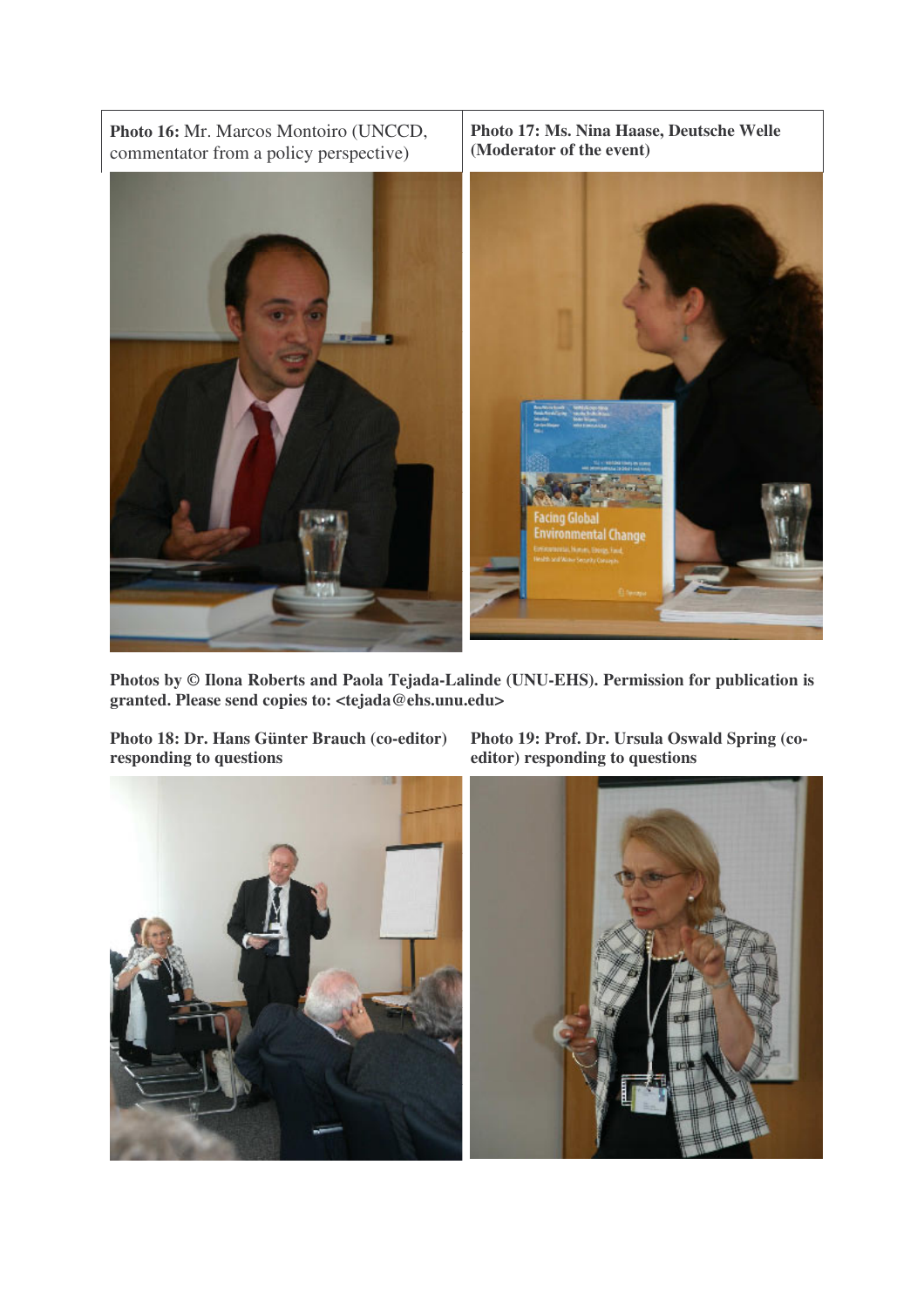**Photo 16:** Mr. Marcos Montoiro (UNCCD, commentator from a policy perspective)

**Photo 17: Ms. Nina Haase, Deutsche Welle (Moderator of the event)**

**Photos by © Ilona Roberts and Paola Tejada-Lalinde (UNU-EHS). Permission for publication is granted. Please send copies to: <tejada@ehs.unu.edu>**

**Photo 18: Dr. Hans Günter Brauch (co-editor) responding to questions**

**Photo 19: Prof. Dr. Ursula Oswald Spring (co-editor) responding to questions**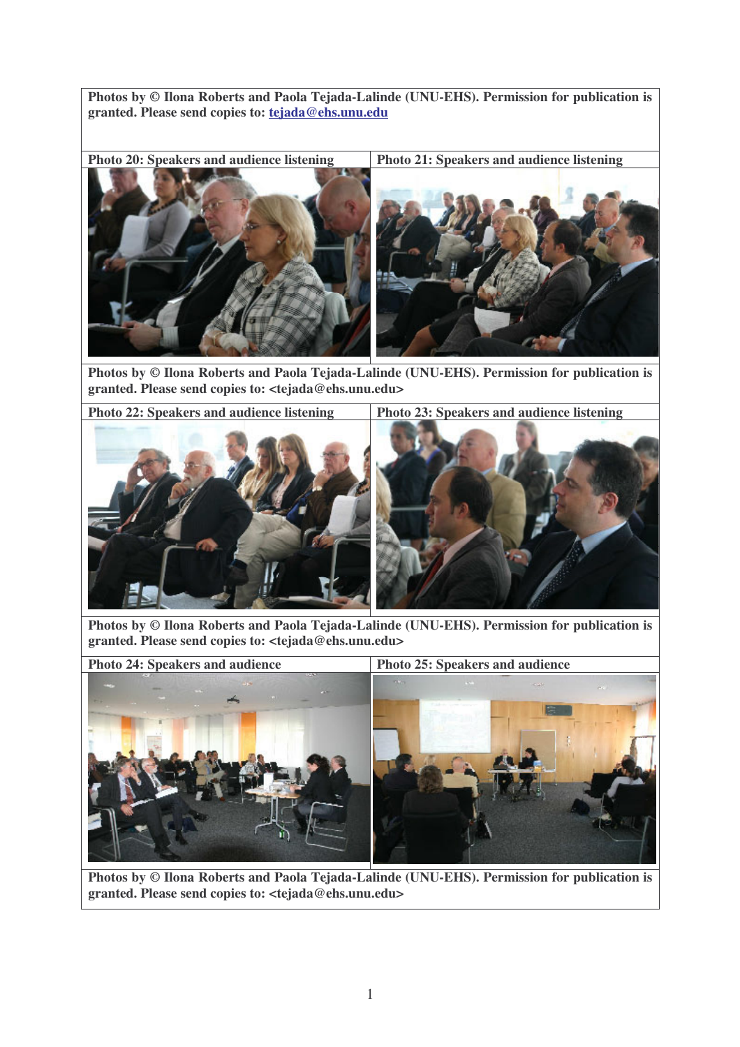Photos by © Ilona Roberts and Paola Tejada-Lalinde (UNU-EHS). Permission for publication is granted. Please send copies to: tejada@ehs.unu.edu

| Photo 20: Speakers and audience listening | Photo 21: Speakers and audience listening |
| --- | --- |

Photos by © Ilona Roberts and Paola Tejada-Lalinde (UNU-EHS). Permission for publication is granted. Please send copies to: <tejada@ehs.unu.edu>

| Photo 22: Speakers and audience listening | Photo 23: Speakers and audience listening |
| --- | --- |

Photos by © Ilona Roberts and Paola Tejada-Lalinde (UNU-EHS). Permission for publication is granted. Please send copies to: <tejada@ehs.unu.edu>

| Photo 24: Speakers and audience | Photo 25: Speakers and audience |
| --- | --- |

Photos by © Ilona Roberts and Paola Tejada-Lalinde (UNU-EHS). Permission for publication is granted. Please send copies to: <tejada@ehs.unu.edu>